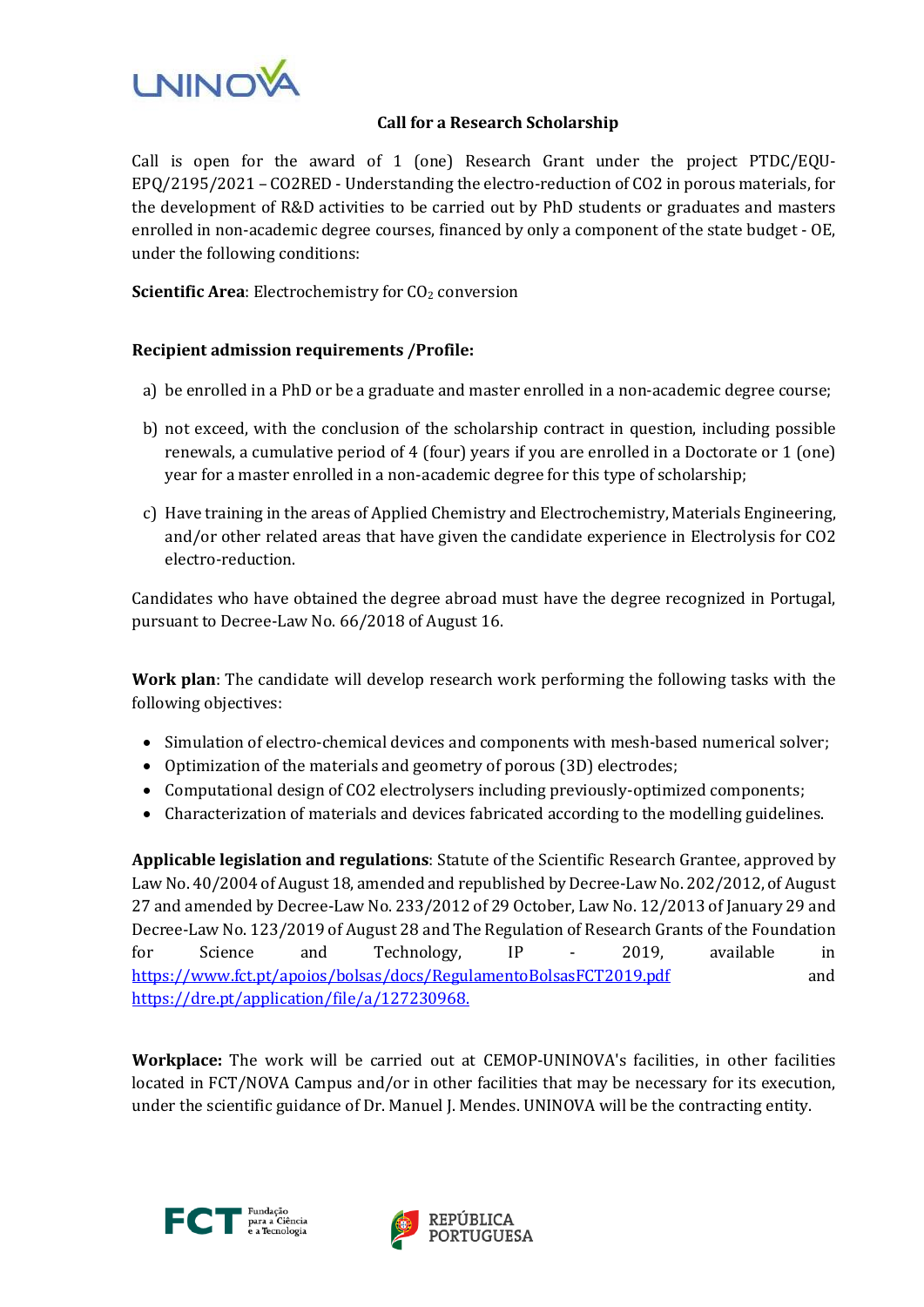## Call for a Research Scholarship

Call is open for the award of 1 (one) Research Grant under the project PTDC/EQU-EPQ/2195/2021 – CO2RED - Understanding the electro-reduction of CO2 in porous materials, for the development of R&D activities to be carried out by PhD students or graduates and masters enrolled in non-academic degree courses, financed by only a component of the state budget - OE, under the following conditions:

**Scientific Area**: Electrochemistry for $CO_2$ conversion

**Recipient admission requirements /Profile:**

a) be enrolled in a PhD or be a graduate and master enrolled in a non-academic degree course;

b) not exceed, with the conclusion of the scholarship contract in question, including possible renewals, a cumulative period of 4 (four) years if you are enrolled in a Doctorate or 1 (one) year for a master enrolled in a non-academic degree for this type of scholarship;

c) Have training in the areas of Applied Chemistry and Electrochemistry, Materials Engineering, and/or other related areas that have given the candidate experience in Electrolysis for CO2 electro-reduction.

Candidates who have obtained the degree abroad must have the degree recognized in Portugal, pursuant to Decree-Law No. 66/2018 of August 16.

**Work plan**: The candidate will develop research work performing the following tasks with the following objectives:

- Simulation of electro-chemical devices and components with mesh-based numerical solver;
- Optimization of the materials and geometry of porous (3D) electrodes;
- Computational design of CO2 electrolysers including previously-optimized components;
- Characterization of materials and devices fabricated according to the modelling guidelines.

**Applicable legislation and regulations**: Statute of the Scientific Research Grantee, approved by Law No. 40/2004 of August 18, amended and republished by Decree-Law No. 202/2012, of August 27 and amended by Decree-Law No. 233/2012 of 29 October, Law No. 12/2013 of January 29 and Decree-Law No. 123/2019 of August 28 and The Regulation of Research Grants of the Foundation for Science and Technology, IP - 2019, available in https://www.fct.pt/apoios/bolsas/docs/RegulamentoBolsasFCT2019.pdf and https://dre.pt/application/file/a/127230968.

**Workplace:** The work will be carried out at CEMOP-UNINOVA's facilities, in other facilities located in FCT/NOVA Campus and/or in other facilities that may be necessary for its execution, under the scientific guidance of Dr. Manuel J. Mendes. UNINOVA will be the contracting entity.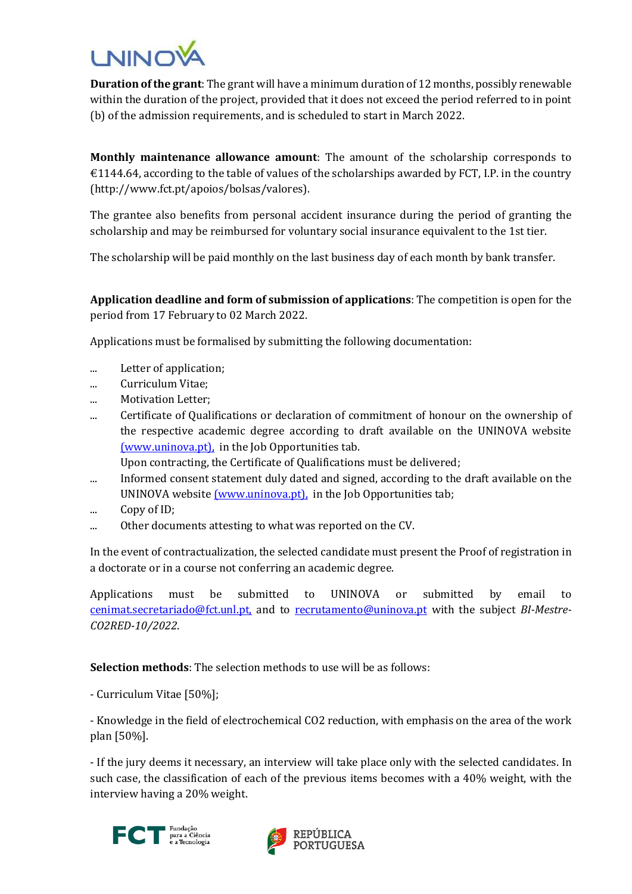**Duration of the grant**: The grant will have a minimum duration of 12 months, possibly renewable within the duration of the project, provided that it does not exceed the period referred to in point (b) of the admission requirements, and is scheduled to start in March 2022.

**Monthly maintenance allowance amount**: The amount of the scholarship corresponds to €1144.64, according to the table of values of the scholarships awarded by FCT, I.P. in the country (http://www.fct.pt/apoios/bolsas/valores).

The grantee also benefits from personal accident insurance during the period of granting the scholarship and may be reimbursed for voluntary social insurance equivalent to the 1st tier.

The scholarship will be paid monthly on the last business day of each month by bank transfer.

**Application deadline and form of submission of applications**: The competition is open for the period from 17 February to 02 March 2022.

Applications must be formalised by submitting the following documentation:

- Letter of application;
- Curriculum Vitae;
- Motivation Letter;
- Certificate of Qualifications or declaration of commitment of honour on the ownership of the respective academic degree according to draft available on the UNINOVA website (www.uninova.pt), in the Job Opportunities tab.
  Upon contracting, the Certificate of Qualifications must be delivered;
- Informed consent statement duly dated and signed, according to the draft available on the UNINOVA website (www.uninova.pt), in the Job Opportunities tab;
- Copy of ID;
- Other documents attesting to what was reported on the CV.

In the event of contractualization, the selected candidate must present the Proof of registration in a doctorate or in a course not conferring an academic degree.

Applications must be submitted to UNINOVA or submitted by email to cenimat.secretariado@fct.unl.pt, and to recrutamento@uninova.pt with the subject *BI-Mestre-CO2RED-10/2022*.

**Selection methods**: The selection methods to use will be as follows:

- Curriculum Vitae [50%];

- Knowledge in the field of electrochemical CO2 reduction, with emphasis on the area of the work plan [50%].

- If the jury deems it necessary, an interview will take place only with the selected candidates. In such case, the classification of each of the previous items becomes with a 40% weight, with the interview having a 20% weight.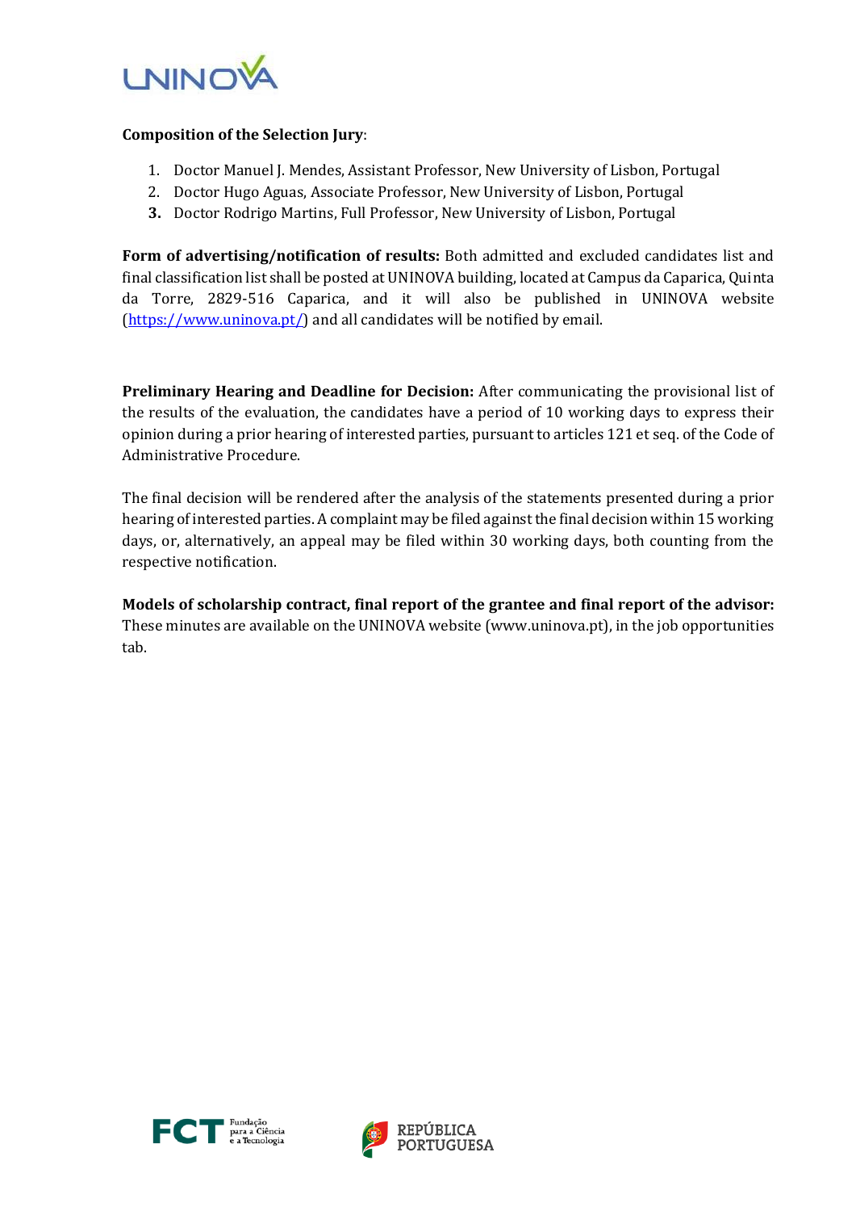**Composition of the Selection Jury**:

1. Doctor Manuel J. Mendes, Assistant Professor, New University of Lisbon, Portugal
2. Doctor Hugo Aguas, Associate Professor, New University of Lisbon, Portugal
3. Doctor Rodrigo Martins, Full Professor, New University of Lisbon, Portugal

**Form of advertising/notification of results:** Both admitted and excluded candidates list and final classification list shall be posted at UNINOVA building, located at Campus da Caparica, Quinta da Torre, 2829-516 Caparica, and it will also be published in UNINOVA website (https://www.uninova.pt/) and all candidates will be notified by email.

**Preliminary Hearing and Deadline for Decision:** After communicating the provisional list of the results of the evaluation, the candidates have a period of 10 working days to express their opinion during a prior hearing of interested parties, pursuant to articles 121 et seq. of the Code of Administrative Procedure.

The final decision will be rendered after the analysis of the statements presented during a prior hearing of interested parties. A complaint may be filed against the final decision within 15 working days, or, alternatively, an appeal may be filed within 30 working days, both counting from the respective notification.

**Models of scholarship contract, final report of the grantee and final report of the advisor:** These minutes are available on the UNINOVA website (www.uninova.pt), in the job opportunities tab.